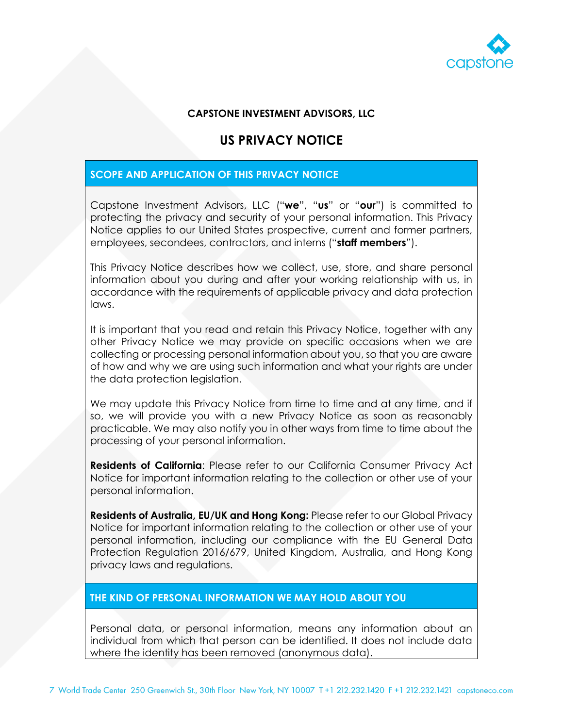**CAPSTONE INVESTMENT ADVISORS, LLC**

# US PRIVACY NOTICE

## SCOPE AND APPLICATION OF THIS PRIVACY NOTICE

Capstone Investment Advisors, LLC ("**we**", "**us**" or "**our**") is committed to protecting the privacy and security of your personal information. This Privacy Notice applies to our United States prospective, current and former partners, employees, secondees, contractors, and interns ("**staff members**").

This Privacy Notice describes how we collect, use, store, and share personal information about you during and after your working relationship with us, in accordance with the requirements of applicable privacy and data protection laws.

It is important that you read and retain this Privacy Notice, together with any other Privacy Notice we may provide on specific occasions when we are collecting or processing personal information about you, so that you are aware of how and why we are using such information and what your rights are under the data protection legislation.

We may update this Privacy Notice from time to time and at any time, and if so, we will provide you with a new Privacy Notice as soon as reasonably practicable. We may also notify you in other ways from time to time about the processing of your personal information.

**Residents of California**: Please refer to our California Consumer Privacy Act Notice for important information relating to the collection or other use of your personal information.

**Residents of Australia, EU/UK and Hong Kong:** Please refer to our Global Privacy Notice for important information relating to the collection or other use of your personal information, including our compliance with the EU General Data Protection Regulation 2016/679, United Kingdom, Australia, and Hong Kong privacy laws and regulations.

## THE KIND OF PERSONAL INFORMATION WE MAY HOLD ABOUT YOU

Personal data, or personal information, means any information about an individual from which that person can be identified. It does not include data where the identity has been removed (anonymous data).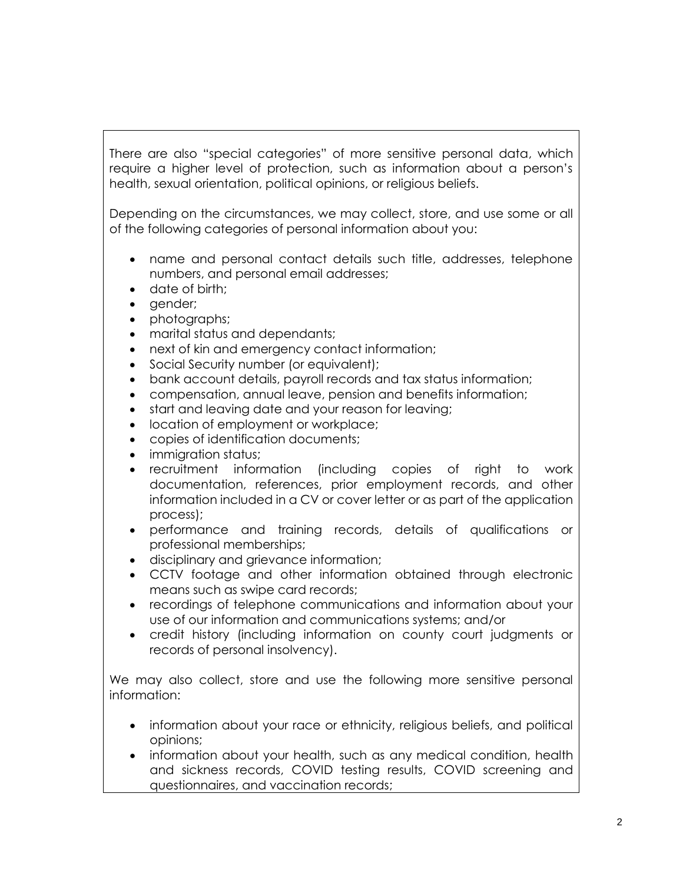There are also "special categories" of more sensitive personal data, which require a higher level of protection, such as information about a person's health, sexual orientation, political opinions, or religious beliefs.

Depending on the circumstances, we may collect, store, and use some or all of the following categories of personal information about you:

- name and personal contact details such title, addresses, telephone numbers, and personal email addresses;
- date of birth;
- gender;
- photographs;
- marital status and dependants;
- next of kin and emergency contact information;
- Social Security number (or equivalent);
- bank account details, payroll records and tax status information;
- compensation, annual leave, pension and benefits information;
- start and leaving date and your reason for leaving;
- location of employment or workplace;
- copies of identification documents;
- immigration status;
- recruitment information (including copies of right to work documentation, references, prior employment records, and other information included in a CV or cover letter or as part of the application process);
- performance and training records, details of qualifications or professional memberships;
- disciplinary and grievance information;
- CCTV footage and other information obtained through electronic means such as swipe card records;
- recordings of telephone communications and information about your use of our information and communications systems; and/or
- credit history (including information on county court judgments or records of personal insolvency).

We may also collect, store and use the following more sensitive personal information:

- information about your race or ethnicity, religious beliefs, and political opinions;
- information about your health, such as any medical condition, health and sickness records, COVID testing results, COVID screening and questionnaires, and vaccination records;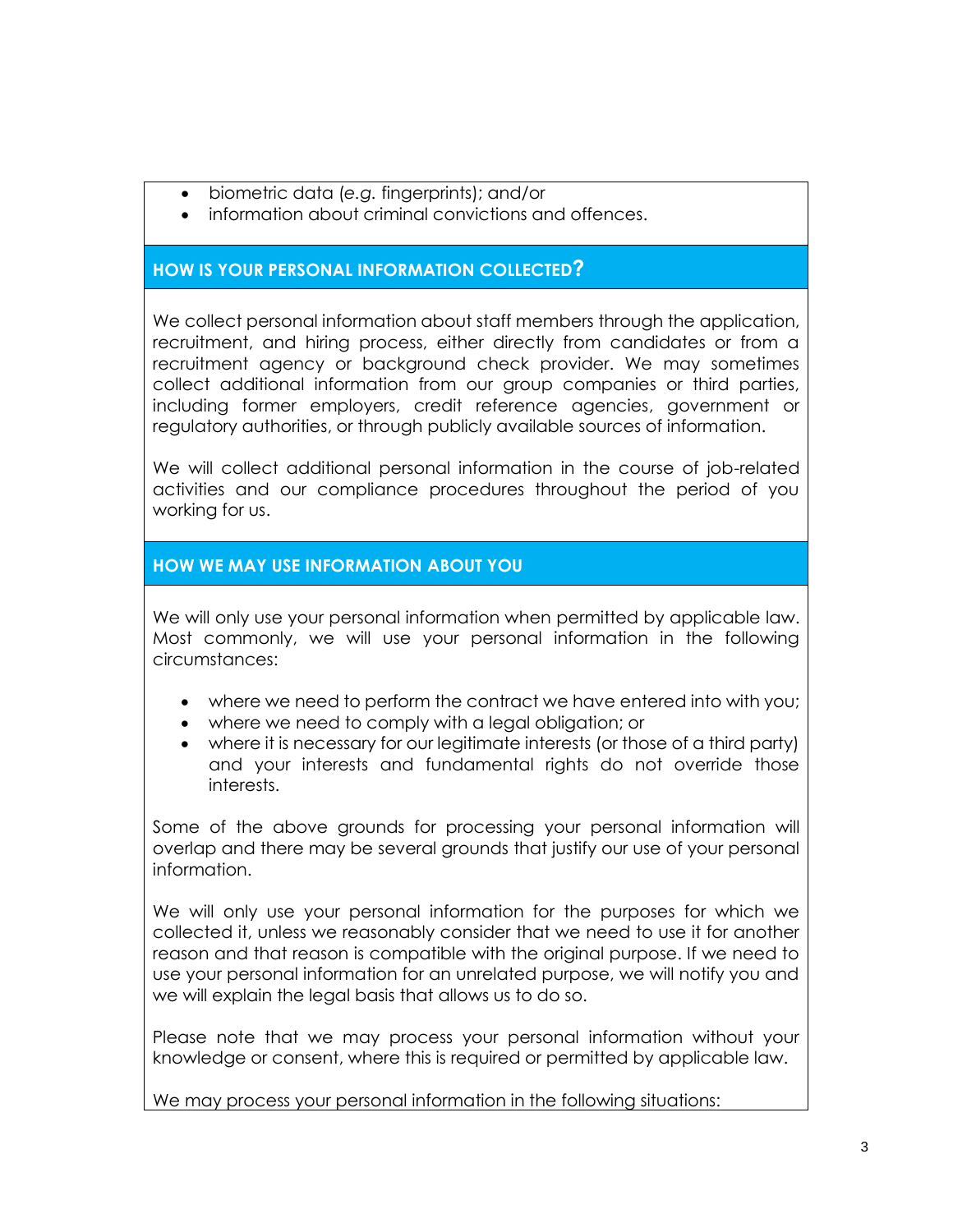- biometric data (*e.g.* fingerprints); and/or
- information about criminal convictions and offences.

## HOW IS YOUR PERSONAL INFORMATION COLLECTED?

We collect personal information about staff members through the application, recruitment, and hiring process, either directly from candidates or from a recruitment agency or background check provider. We may sometimes collect additional information from our group companies or third parties, including former employers, credit reference agencies, government or regulatory authorities, or through publicly available sources of information.

We will collect additional personal information in the course of job-related activities and our compliance procedures throughout the period of you working for us.

## HOW WE MAY USE INFORMATION ABOUT YOU

We will only use your personal information when permitted by applicable law. Most commonly, we will use your personal information in the following circumstances:

- where we need to perform the contract we have entered into with you;
- where we need to comply with a legal obligation; or
- where it is necessary for our legitimate interests (or those of a third party) and your interests and fundamental rights do not override those interests.

Some of the above grounds for processing your personal information will overlap and there may be several grounds that justify our use of your personal information.

We will only use your personal information for the purposes for which we collected it, unless we reasonably consider that we need to use it for another reason and that reason is compatible with the original purpose. If we need to use your personal information for an unrelated purpose, we will notify you and we will explain the legal basis that allows us to do so.

Please note that we may process your personal information without your knowledge or consent, where this is required or permitted by applicable law.

We may process your personal information in the following situations: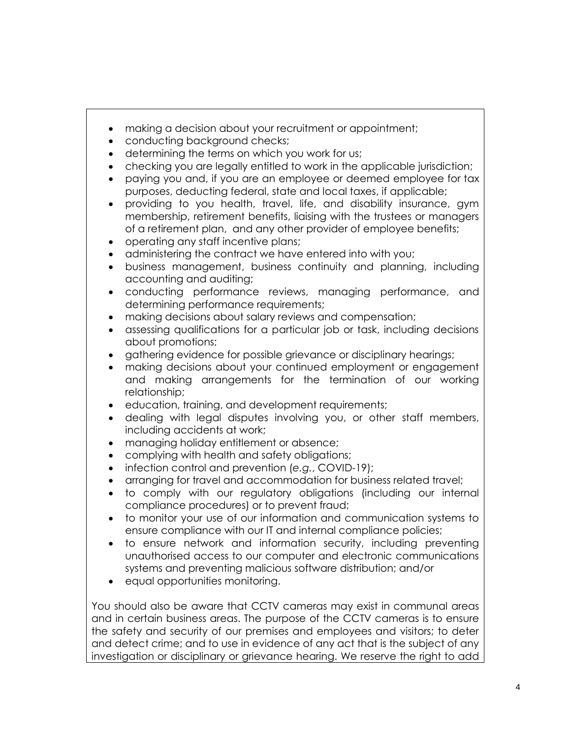- making a decision about your recruitment or appointment;
- conducting background checks;
- determining the terms on which you work for us;
- checking you are legally entitled to work in the applicable jurisdiction;
- paying you and, if you are an employee or deemed employee for tax purposes, deducting federal, state and local taxes, if applicable;
- providing to you health, travel, life, and disability insurance, gym membership, retirement benefits, liaising with the trustees or managers of a retirement plan, and any other provider of employee benefits;
- operating any staff incentive plans;
- administering the contract we have entered into with you;
- business management, business continuity and planning, including accounting and auditing;
- conducting performance reviews, managing performance, and determining performance requirements;
- making decisions about salary reviews and compensation;
- assessing qualifications for a particular job or task, including decisions about promotions;
- gathering evidence for possible grievance or disciplinary hearings;
- making decisions about your continued employment or engagement and making arrangements for the termination of our working relationship;
- education, training, and development requirements;
- dealing with legal disputes involving you, or other staff members, including accidents at work;
- managing holiday entitlement or absence;
- complying with health and safety obligations;
- infection control and prevention (*e.g.*, COVID-19);
- arranging for travel and accommodation for business related travel;
- to comply with our regulatory obligations (including our internal compliance procedures) or to prevent fraud;
- to monitor your use of our information and communication systems to ensure compliance with our IT and internal compliance policies;
- to ensure network and information security, including preventing unauthorised access to our computer and electronic communications systems and preventing malicious software distribution; and/or
- equal opportunities monitoring.

You should also be aware that CCTV cameras may exist in communal areas and in certain business areas. The purpose of the CCTV cameras is to ensure the safety and security of our premises and employees and visitors; to deter and detect crime; and to use in evidence of any act that is the subject of any investigation or disciplinary or grievance hearing. We reserve the right to add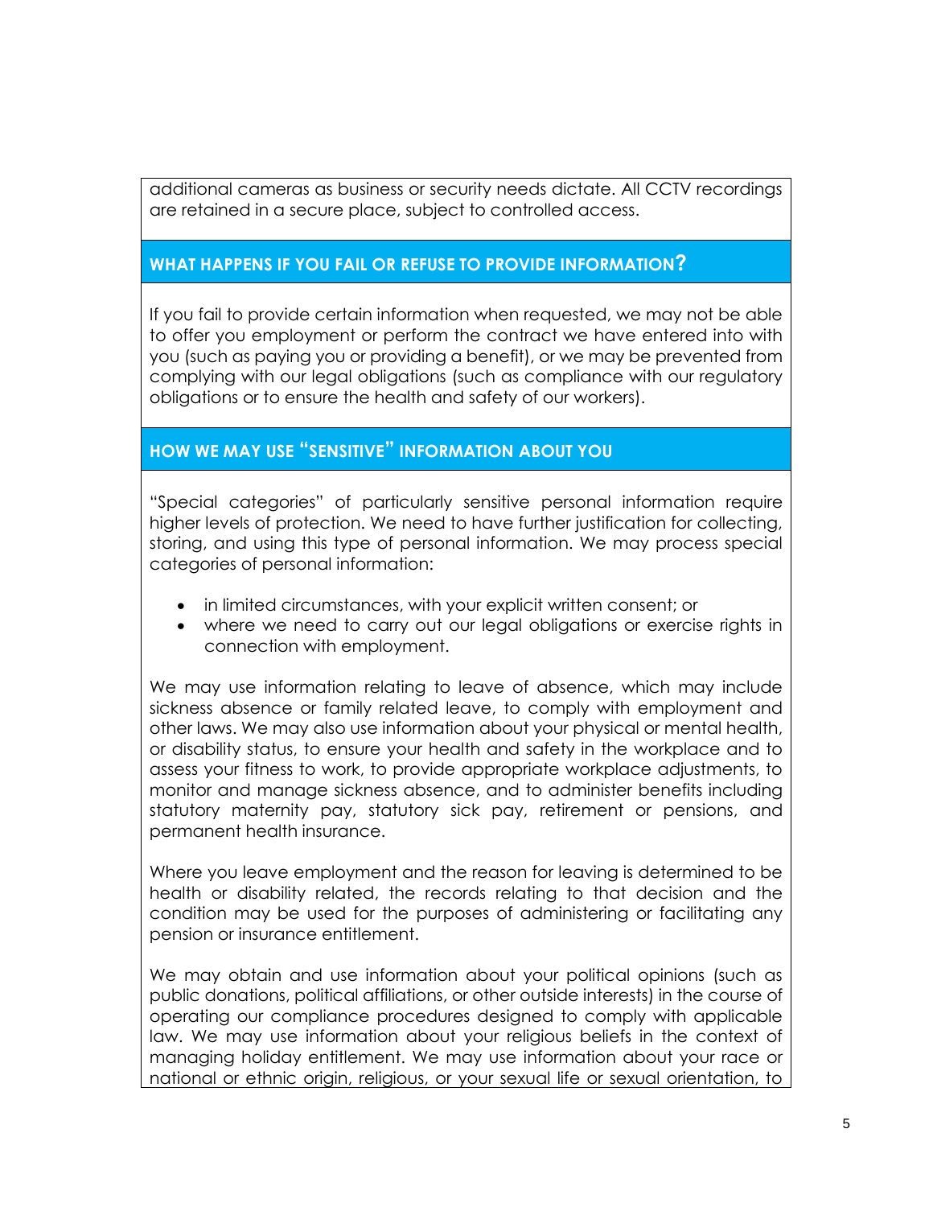additional cameras as business or security needs dictate. All CCTV recordings are retained in a secure place, subject to controlled access.

## WHAT HAPPENS IF YOU FAIL OR REFUSE TO PROVIDE INFORMATION?

If you fail to provide certain information when requested, we may not be able to offer you employment or perform the contract we have entered into with you (such as paying you or providing a benefit), or we may be prevented from complying with our legal obligations (such as compliance with our regulatory obligations or to ensure the health and safety of our workers).

## HOW WE MAY USE "SENSITIVE" INFORMATION ABOUT YOU

"Special categories" of particularly sensitive personal information require higher levels of protection. We need to have further justification for collecting, storing, and using this type of personal information. We may process special categories of personal information:

- in limited circumstances, with your explicit written consent; or
- where we need to carry out our legal obligations or exercise rights in connection with employment.

We may use information relating to leave of absence, which may include sickness absence or family related leave, to comply with employment and other laws. We may also use information about your physical or mental health, or disability status, to ensure your health and safety in the workplace and to assess your fitness to work, to provide appropriate workplace adjustments, to monitor and manage sickness absence, and to administer benefits including statutory maternity pay, statutory sick pay, retirement or pensions, and permanent health insurance.

Where you leave employment and the reason for leaving is determined to be health or disability related, the records relating to that decision and the condition may be used for the purposes of administering or facilitating any pension or insurance entitlement.

We may obtain and use information about your political opinions (such as public donations, political affiliations, or other outside interests) in the course of operating our compliance procedures designed to comply with applicable law. We may use information about your religious beliefs in the context of managing holiday entitlement. We may use information about your race or national or ethnic origin, religious, or your sexual life or sexual orientation, to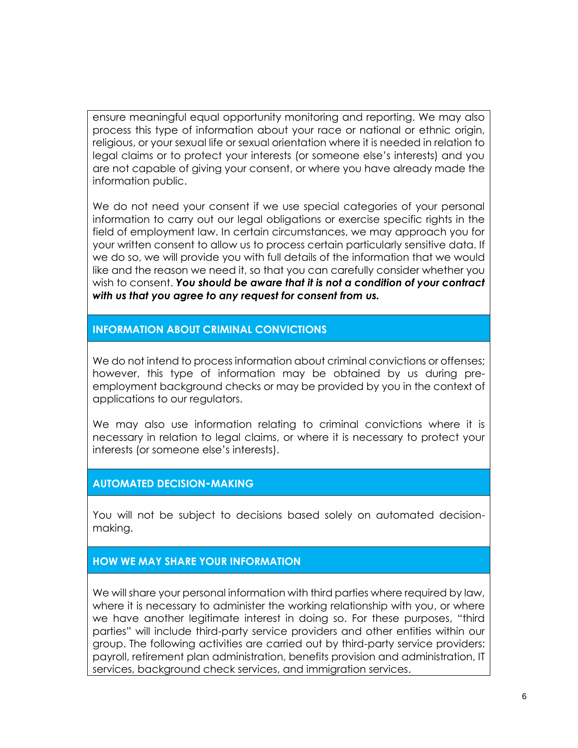ensure meaningful equal opportunity monitoring and reporting. We may also process this type of information about your race or national or ethnic origin, religious, or your sexual life or sexual orientation where it is needed in relation to legal claims or to protect your interests (or someone else's interests) and you are not capable of giving your consent, or where you have already made the information public.

We do not need your consent if we use special categories of your personal information to carry out our legal obligations or exercise specific rights in the field of employment law. In certain circumstances, we may approach you for your written consent to allow us to process certain particularly sensitive data. If we do so, we will provide you with full details of the information that we would like and the reason we need it, so that you can carefully consider whether you wish to consent. ***You should be aware that it is not a condition of your contract with us that you agree to any request for consent from us.***

## INFORMATION ABOUT CRIMINAL CONVICTIONS

We do not intend to process information about criminal convictions or offenses; however, this type of information may be obtained by us during pre-employment background checks or may be provided by you in the context of applications to our regulators.

We may also use information relating to criminal convictions where it is necessary in relation to legal claims, or where it is necessary to protect your interests (or someone else's interests).

## AUTOMATED DECISION-MAKING

You will not be subject to decisions based solely on automated decision-making.

## HOW WE MAY SHARE YOUR INFORMATION

We will share your personal information with third parties where required by law, where it is necessary to administer the working relationship with you, or where we have another legitimate interest in doing so. For these purposes, "third parties" will include third-party service providers and other entities within our group. The following activities are carried out by third-party service providers: payroll, retirement plan administration, benefits provision and administration, IT services, background check services, and immigration services.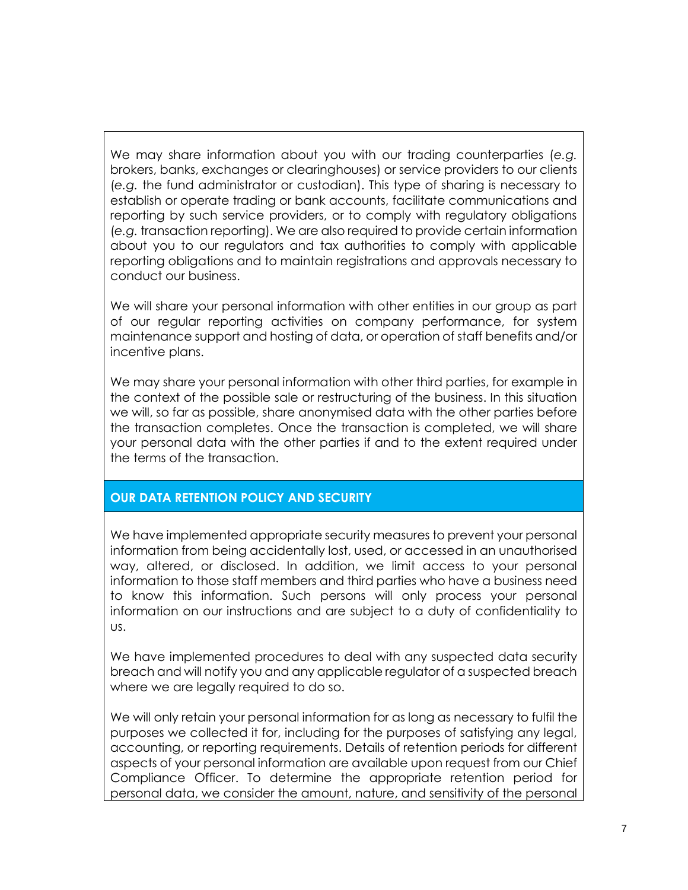We may share information about you with our trading counterparties (*e.g.* brokers, banks, exchanges or clearinghouses) or service providers to our clients (*e.g.* the fund administrator or custodian). This type of sharing is necessary to establish or operate trading or bank accounts, facilitate communications and reporting by such service providers, or to comply with regulatory obligations (*e.g.* transaction reporting). We are also required to provide certain information about you to our regulators and tax authorities to comply with applicable reporting obligations and to maintain registrations and approvals necessary to conduct our business.

We will share your personal information with other entities in our group as part of our regular reporting activities on company performance, for system maintenance support and hosting of data, or operation of staff benefits and/or incentive plans.

We may share your personal information with other third parties, for example in the context of the possible sale or restructuring of the business. In this situation we will, so far as possible, share anonymised data with the other parties before the transaction completes. Once the transaction is completed, we will share your personal data with the other parties if and to the extent required under the terms of the transaction.

## OUR DATA RETENTION POLICY AND SECURITY

We have implemented appropriate security measures to prevent your personal information from being accidentally lost, used, or accessed in an unauthorised way, altered, or disclosed. In addition, we limit access to your personal information to those staff members and third parties who have a business need to know this information. Such persons will only process your personal information on our instructions and are subject to a duty of confidentiality to us.

We have implemented procedures to deal with any suspected data security breach and will notify you and any applicable regulator of a suspected breach where we are legally required to do so.

We will only retain your personal information for as long as necessary to fulfil the purposes we collected it for, including for the purposes of satisfying any legal, accounting, or reporting requirements. Details of retention periods for different aspects of your personal information are available upon request from our Chief Compliance Officer. To determine the appropriate retention period for personal data, we consider the amount, nature, and sensitivity of the personal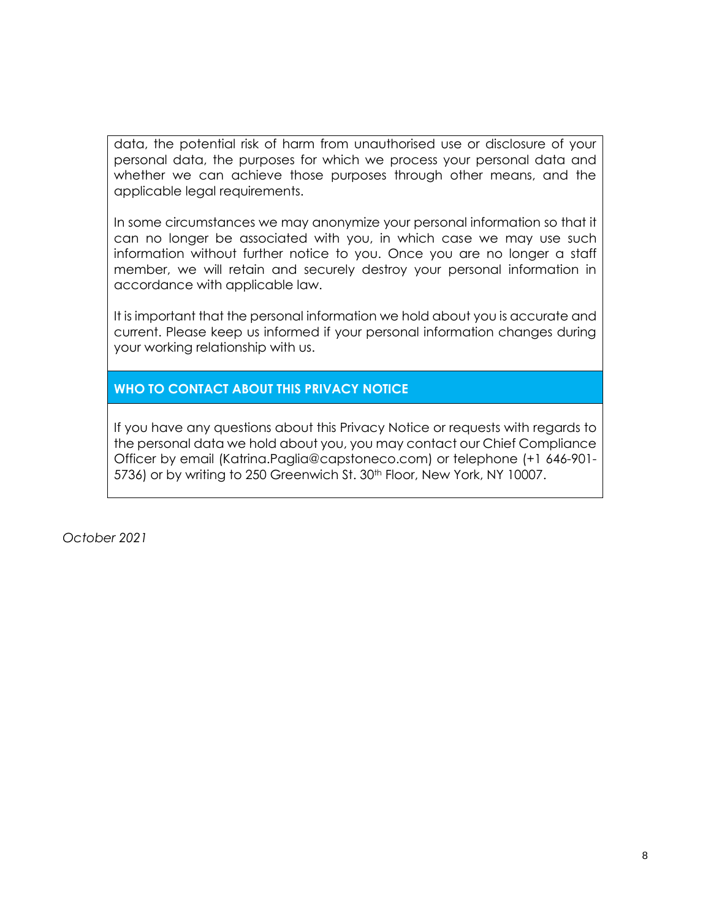data, the potential risk of harm from unauthorised use or disclosure of your personal data, the purposes for which we process your personal data and whether we can achieve those purposes through other means, and the applicable legal requirements.

In some circumstances we may anonymize your personal information so that it can no longer be associated with you, in which case we may use such information without further notice to you. Once you are no longer a staff member, we will retain and securely destroy your personal information in accordance with applicable law.

It is important that the personal information we hold about you is accurate and current. Please keep us informed if your personal information changes during your working relationship with us.

## WHO TO CONTACT ABOUT THIS PRIVACY NOTICE

If you have any questions about this Privacy Notice or requests with regards to the personal data we hold about you, you may contact our Chief Compliance Officer by email (Katrina.Paglia@capstoneco.com) or telephone (+1 646-901-5736) or by writing to 250 Greenwich St. 30th Floor, New York, NY 10007.

*October 2021*